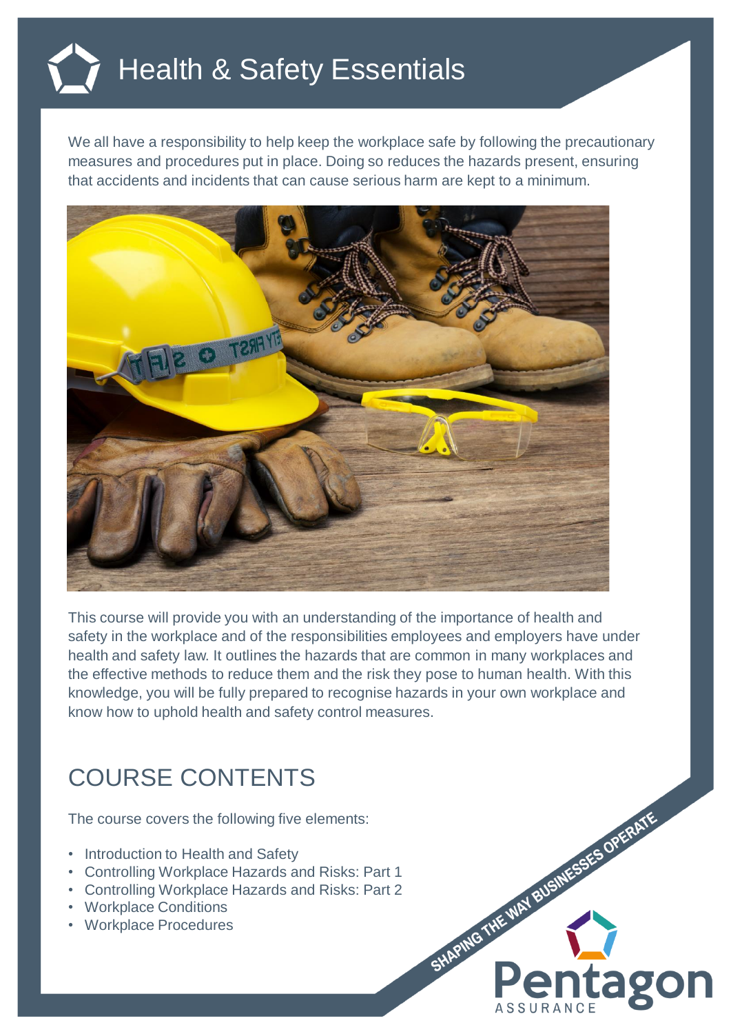# Health & Safety Essentials

We all have a responsibility to help keep the workplace safe by following the precautionary measures and procedures put in place. Doing so reduces the hazards present, ensuring that accidents and incidents that can cause serious harm are kept to a minimum.

This course will provide you with an understanding of the importance of health and safety in the workplace and of the responsibilities employees and employers have under health and safety law. It outlines the hazards that are common in many workplaces and the effective methods to reduce them and the risk they pose to human health. With this knowledge, you will be fully prepared to recognise hazards in your own workplace and know how to uphold health and safety control measures.

## COURSE CONTENTS

The course covers the following five elements:

- Introduction to Health and Safety
- Controlling Workplace Hazards and Risks: Part 1
- Controlling Workplace Hazards and Risks: Part 2
- Workplace Conditions
- Workplace Procedures

SHAPING THE WAY BUSINESSES OPERATE

Pentagon ASSURANCE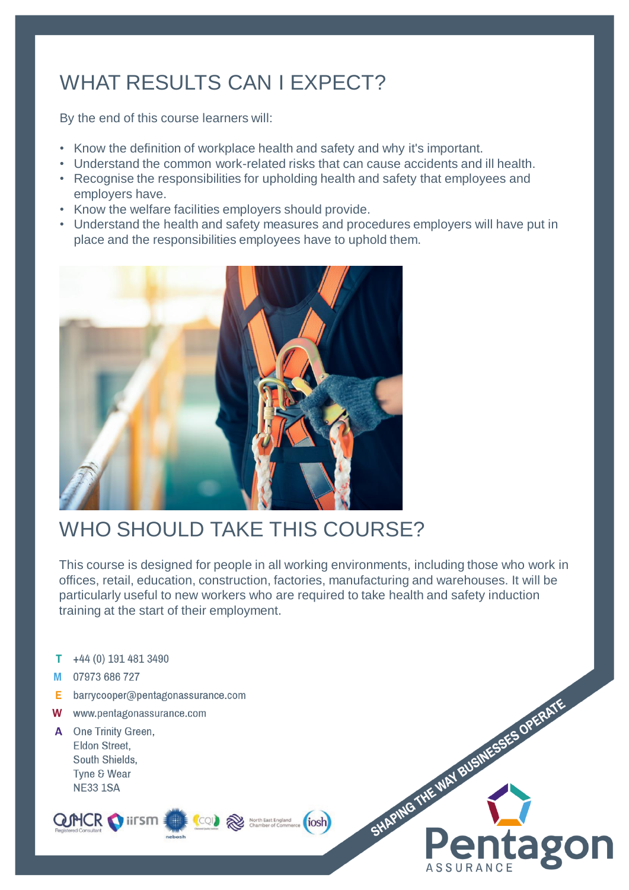# WHAT RESULTS CAN I EXPECT?

By the end of this course learners will:

- Know the definition of workplace health and safety and why it's important.
- Understand the common work-related risks that can cause accidents and ill health.
- Recognise the responsibilities for upholding health and safety that employees and employers have.
- Know the welfare facilities employers should provide.
- Understand the health and safety measures and procedures employers will have put in place and the responsibilities employees have to uphold them.

# WHO SHOULD TAKE THIS COURSE?

This course is designed for people in all working environments, including those who work in offices, retail, education, construction, factories, manufacturing and warehouses. It will be particularly useful to new workers who are required to take health and safety induction training at the start of their employment.

**T** +44 (0) 191 481 3490
**M** 07973 686 727
**E** barrycooper@pentagonassurance.com
**W** www.pentagonassurance.com
**A** One Trinity Green,
Eldon Street,
South Shields,
Tyne & Wear
NE33 1SA

SHAPING THE WAY BUSINESSES OPERATE

Pentagon ASSURANCE